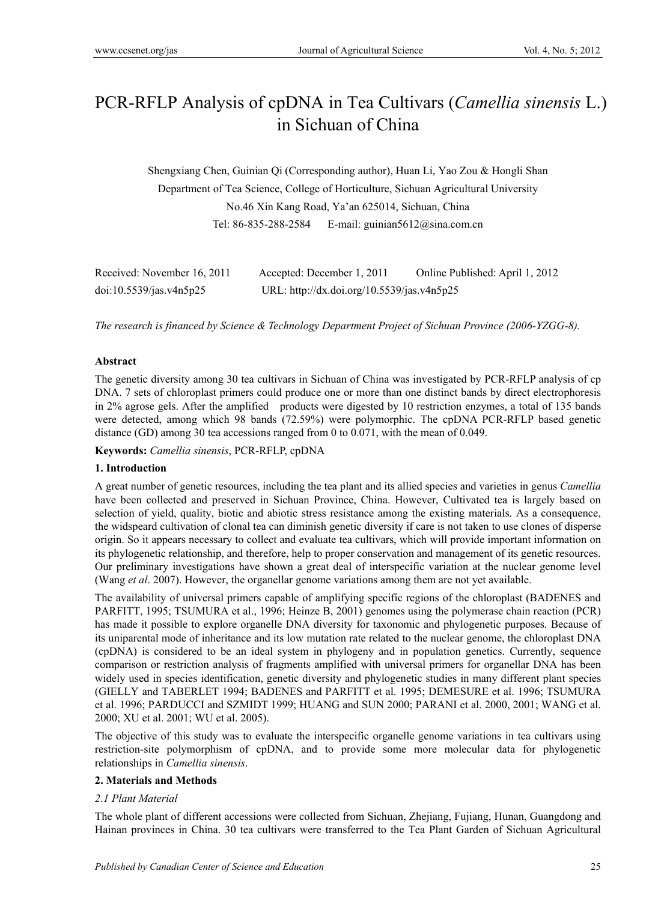# PCR-RFLP Analysis of cpDNA in Tea Cultivars (*Camellia sinensis* L.) in Sichuan of China

Shengxiang Chen, Guinian Qi (Corresponding author), Huan Li, Yao Zou & Hongli Shan

Department of Tea Science, College of Horticulture, Sichuan Agricultural University

No.46 Xin Kang Road, Ya'an 625014, Sichuan, China

Tel: 86-835-288-2584 E-mail: guinian5612@sina.com.cn

Received: November 16, 2011 Accepted: December 1, 2011 Online Published: April 1, 2012

doi:10.5539/jas.v4n5p25 URL: http://dx.doi.org/10.5539/jas.v4n5p25

*The research is financed by Science & Technology Department Project of Sichuan Province (2006-YZGG-8).*

**Abstract**

The genetic diversity among 30 tea cultivars in Sichuan of China was investigated by PCR-RFLP analysis of cp DNA. 7 sets of chloroplast primers could produce one or more than one distinct bands by direct electrophoresis in 2% agrose gels. After the amplified products were digested by 10 restriction enzymes, a total of 135 bands were detected, among which 98 bands (72.59%) were polymorphic. The cpDNA PCR-RFLP based genetic distance (GD) among 30 tea accessions ranged from 0 to 0.071, with the mean of 0.049.

**Keywords:** *Camellia sinensis*, PCR-RFLP, cpDNA

## 1. Introduction

A great number of genetic resources, including the tea plant and its allied species and varieties in genus *Camellia* have been collected and preserved in Sichuan Province, China. However, Cultivated tea is largely based on selection of yield, quality, biotic and abiotic stress resistance among the existing materials. As a consequence, the widspeard cultivation of clonal tea can diminish genetic diversity if care is not taken to use clones of disperse origin. So it appears necessary to collect and evaluate tea cultivars, which will provide important information on its phylogenetic relationship, and therefore, help to proper conservation and management of its genetic resources. Our preliminary investigations have shown a great deal of interspecific variation at the nuclear genome level (Wang *et al*. 2007). However, the organellar genome variations among them are not yet available.

The availability of universal primers capable of amplifying specific regions of the chloroplast (BADENES and PARFITT, 1995; TSUMURA et al., 1996; Heinze B, 2001) genomes using the polymerase chain reaction (PCR) has made it possible to explore organelle DNA diversity for taxonomic and phylogenetic purposes. Because of its uniparental mode of inheritance and its low mutation rate related to the nuclear genome, the chloroplast DNA (cpDNA) is considered to be an ideal system in phylogeny and in population genetics. Currently, sequence comparison or restriction analysis of fragments amplified with universal primers for organellar DNA has been widely used in species identification, genetic diversity and phylogenetic studies in many different plant species (GIELLY and TABERLET 1994; BADENES and PARFITT et al. 1995; DEMESURE et al. 1996; TSUMURA et al. 1996; PARDUCCI and SZMIDT 1999; HUANG and SUN 2000; PARANI et al. 2000, 2001; WANG et al. 2000; XU et al. 2001; WU et al. 2005).

The objective of this study was to evaluate the interspecific organelle genome variations in tea cultivars using restriction-site polymorphism of cpDNA, and to provide some more molecular data for phylogenetic relationships in *Camellia sinensis*.

## 2. Materials and Methods

### *2.1 Plant Material*

The whole plant of different accessions were collected from Sichuan, Zhejiang, Fujiang, Hunan, Guangdong and Hainan provinces in China. 30 tea cultivars were transferred to the Tea Plant Garden of Sichuan Agricultural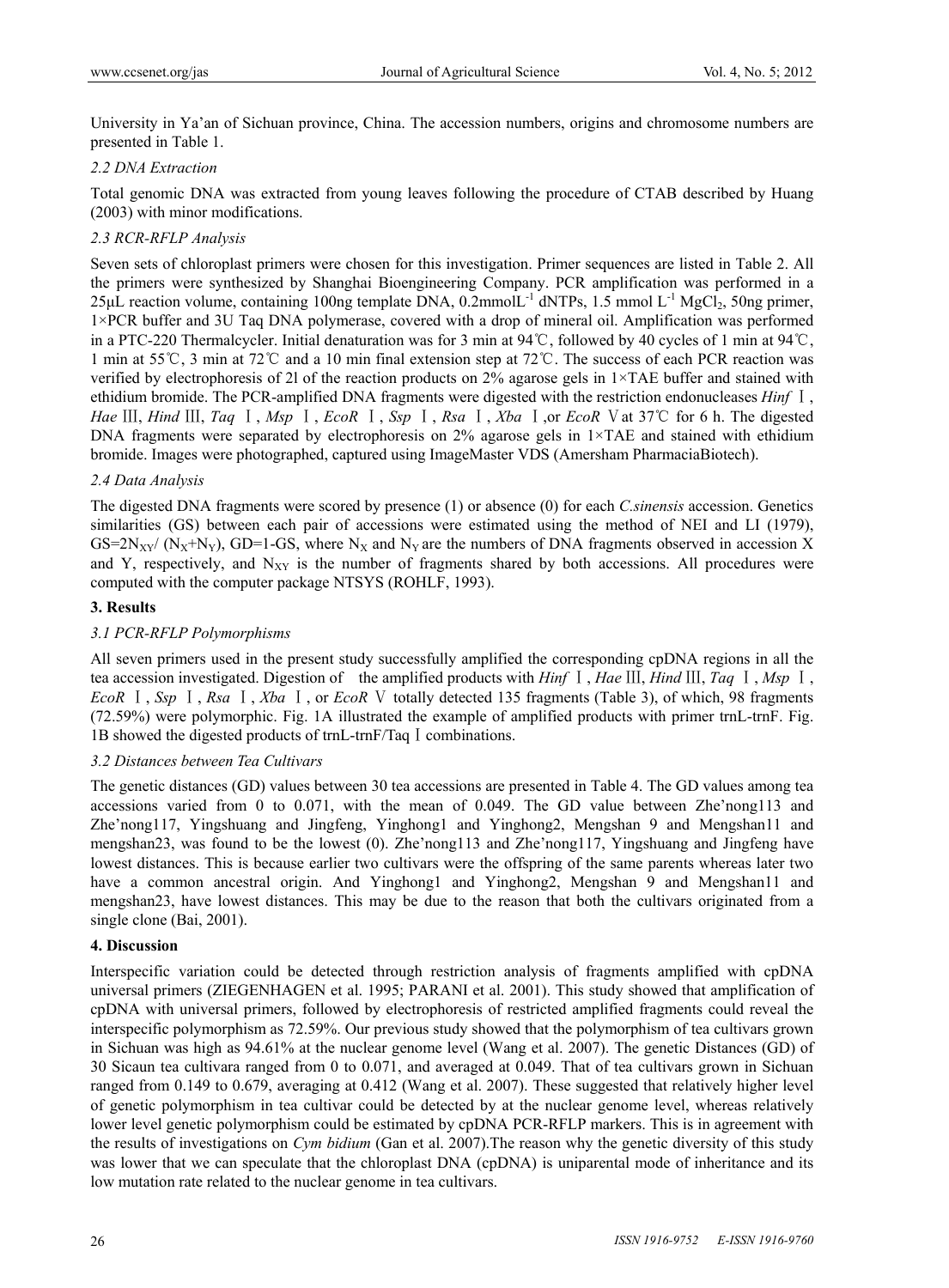University in Ya'an of Sichuan province, China. The accession numbers, origins and chromosome numbers are presented in Table 1.

### 2.2 DNA Extraction

Total genomic DNA was extracted from young leaves following the procedure of CTAB described by Huang (2003) with minor modifications.

### 2.3 RCR-RFLP Analysis

Seven sets of chloroplast primers were chosen for this investigation. Primer sequences are listed in Table 2. All the primers were synthesized by Shanghai Bioengineering Company. PCR amplification was performed in a 25μL reaction volume, containing 100ng template DNA, 0.2mmol$L^{-1}$ dNTPs, 1.5 mmol $L^{-1}$ $MgCl_2$, 50ng primer, 1×PCR buffer and 3U Taq DNA polymerase, covered with a drop of mineral oil. Amplification was performed in a PTC-220 Thermalcycler. Initial denaturation was for 3 min at 94℃, followed by 40 cycles of 1 min at 94℃, 1 min at 55℃, 3 min at 72℃ and a 10 min final extension step at 72℃. The success of each PCR reaction was verified by electrophoresis of 2l of the reaction products on 2% agarose gels in 1×TAE buffer and stained with ethidium bromide. The PCR-amplified DNA fragments were digested with the restriction endonucleases *Hinf* Ⅰ, *Hae* Ⅲ, *Hind* Ⅲ, *Taq* Ⅰ, *Msp* Ⅰ, *EcoR* Ⅰ, *Ssp* Ⅰ, *Rsa* Ⅰ, *Xba* Ⅰ,or *EcoR* Ⅴat 37℃ for 6 h. The digested DNA fragments were separated by electrophoresis on 2% agarose gels in 1×TAE and stained with ethidium bromide. Images were photographed, captured using ImageMaster VDS (Amersham PharmaciaBiotech).

### 2.4 Data Analysis

The digested DNA fragments were scored by presence (1) or absence (0) for each *C.sinensis* accession. Genetics similarities (GS) between each pair of accessions were estimated using the method of NEI and LI (1979), $GS=2N_{XY}/(N_X+N_Y)$, GD=1-GS, where $N_X$ and $N_Y$ are the numbers of DNA fragments observed in accession X and Y, respectively, and $N_{XY}$ is the number of fragments shared by both accessions. All procedures were computed with the computer package NTSYS (ROHLF, 1993).

## 3. Results

### 3.1 PCR-RFLP Polymorphisms

All seven primers used in the present study successfully amplified the corresponding cpDNA regions in all the tea accession investigated. Digestion of the amplified products with *Hinf* Ⅰ, *Hae* Ⅲ, *Hind* Ⅲ, *Taq* Ⅰ, *Msp* Ⅰ, *EcoR* Ⅰ, *Ssp* Ⅰ, *Rsa* Ⅰ, *Xba* Ⅰ, or *EcoR* Ⅴ totally detected 135 fragments (Table 3), of which, 98 fragments (72.59%) were polymorphic. Fig. 1A illustrated the example of amplified products with primer trnL-trnF. Fig. 1B showed the digested products of trnL-trnF/TaqⅠcombinations.

### 3.2 Distances between Tea Cultivars

The genetic distances (GD) values between 30 tea accessions are presented in Table 4. The GD values among tea accessions varied from 0 to 0.071, with the mean of 0.049. The GD value between Zhe'nong113 and Zhe'nong117, Yingshuang and Jingfeng, Yinghong1 and Yinghong2, Mengshan 9 and Mengshan11 and mengshan23, was found to be the lowest (0). Zhe'nong113 and Zhe'nong117, Yingshuang and Jingfeng have lowest distances. This is because earlier two cultivars were the offspring of the same parents whereas later two have a common ancestral origin. And Yinghong1 and Yinghong2, Mengshan 9 and Mengshan11 and mengshan23, have lowest distances. This may be due to the reason that both the cultivars originated from a single clone (Bai, 2001).

## 4. Discussion

Interspecific variation could be detected through restriction analysis of fragments amplified with cpDNA universal primers (ZIEGENHAGEN et al. 1995; PARANI et al. 2001). This study showed that amplification of cpDNA with universal primers, followed by electrophoresis of restricted amplified fragments could reveal the interspecific polymorphism as 72.59%. Our previous study showed that the polymorphism of tea cultivars grown in Sichuan was high as 94.61% at the nuclear genome level (Wang et al. 2007). The genetic Distances (GD) of 30 Sicaun tea cultivara ranged from 0 to 0.071, and averaged at 0.049. That of tea cultivars grown in Sichuan ranged from 0.149 to 0.679, averaging at 0.412 (Wang et al. 2007). These suggested that relatively higher level of genetic polymorphism in tea cultivar could be detected by at the nuclear genome level, whereas relatively lower level genetic polymorphism could be estimated by cpDNA PCR-RFLP markers. This is in agreement with the results of investigations on *Cym bidium* (Gan et al. 2007).The reason why the genetic diversity of this study was lower that we can speculate that the chloroplast DNA (cpDNA) is uniparental mode of inheritance and its low mutation rate related to the nuclear genome in tea cultivars.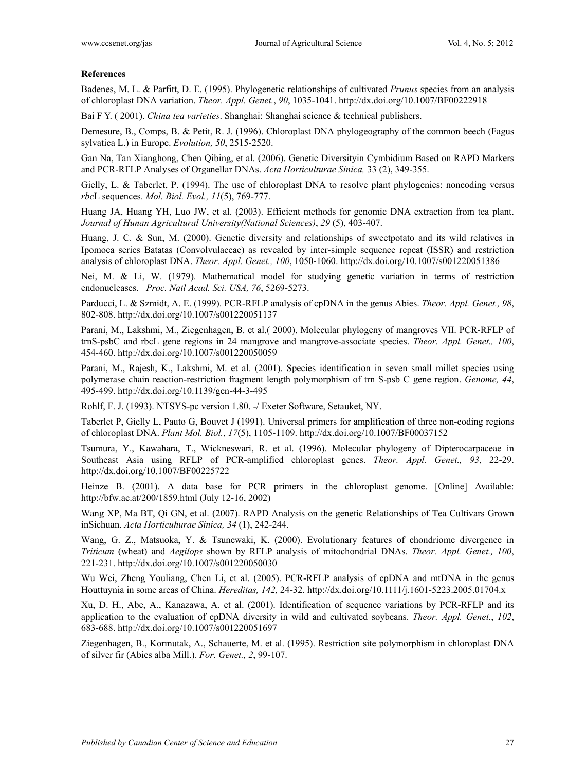**References**

Badenes, M. L. & Parfitt, D. E. (1995). Phylogenetic relationships of cultivated *Prunus* species from an analysis of chloroplast DNA variation. *Theor. Appl. Genet.*, *90*, 1035-1041. http://dx.doi.org/10.1007/BF00222918

Bai F Y. ( 2001). *China tea varieties*. Shanghai: Shanghai science & technical publishers.

Demesure, B., Comps, B. & Petit, R. J. (1996). Chloroplast DNA phylogeography of the common beech (Fagus sylvatica L.) in Europe. *Evolution, 50*, 2515-2520.

Gan Na, Tan Xianghong, Chen Qibing, et al. (2006). Genetic Diversityin Cymbidium Based on RAPD Markers and PCR-RFLP Analyses of Organellar DNAs. *Acta Horticulturae Sinica,* 33 (2), 349-355.

Gielly, L. & Taberlet, P. (1994). The use of chloroplast DNA to resolve plant phylogenies: noncoding versus *rbc*L sequences. *Mol. Biol. Evol., 11*(5), 769-777.

Huang JA, Huang YH, Luo JW, et al. (2003). Efficient methods for genomic DNA extraction from tea plant. *Journal of Hunan Agricultural University(National Sciences)*, *29* (5), 403-407.

Huang, J. C. & Sun, M. (2000). Genetic diversity and relationships of sweetpotato and its wild relatives in Ipomoea series Batatas (Convolvulaceae) as revealed by inter-simple sequence repeat (ISSR) and restriction analysis of chloroplast DNA. *Theor. Appl. Genet., 100*, 1050-1060. http://dx.doi.org/10.1007/s001220051386

Nei, M. & Li, W. (1979). Mathematical model for studying genetic variation in terms of restriction endonucleases. *Proc. Natl Acad. Sci. USA, 76*, 5269-5273.

Parducci, L. & Szmidt, A. E. (1999). PCR-RFLP analysis of cpDNA in the genus Abies. *Theor. Appl. Genet., 98*, 802-808. http://dx.doi.org/10.1007/s001220051137

Parani, M., Lakshmi, M., Ziegenhagen, B. et al.( 2000). Molecular phylogeny of mangroves VII. PCR-RFLP of trnS-psbC and rbcL gene regions in 24 mangrove and mangrove-associate species. *Theor. Appl. Genet., 100*, 454-460. http://dx.doi.org/10.1007/s001220050059

Parani, M., Rajesh, K., Lakshmi, M. et al. (2001). Species identification in seven small millet species using polymerase chain reaction-restriction fragment length polymorphism of trn S-psb C gene region. *Genome, 44*, 495-499. http://dx.doi.org/10.1139/gen-44-3-495

Rohlf, F. J. (1993). NTSYS-pc version 1.80. -/ Exeter Software, Setauket, NY.

Taberlet P, Gielly L, Pauto G, Bouvet J (1991). Universal primers for amplification of three non-coding regions of chloroplast DNA. *Plant Mol. Biol.*, *17*(5), 1105-1109. http://dx.doi.org/10.1007/BF00037152

Tsumura, Y., Kawahara, T., Wickneswari, R. et al. (1996). Molecular phylogeny of Dipterocarpaceae in Southeast Asia using RFLP of PCR-amplified chloroplast genes. *Theor. Appl. Genet., 93*, 22-29. http://dx.doi.org/10.1007/BF00225722

Heinze B. (2001). A data base for PCR primers in the chloroplast genome. [Online] Available: http://bfw.ac.at/200/1859.html (July 12-16, 2002)

Wang XP, Ma BT, Qi GN, et al. (2007). RAPD Analysis on the genetic Relationships of Tea Cultivars Grown inSichuan. *Acta Horticuhurae Sinica, 34* (1), 242-244.

Wang, G. Z., Matsuoka, Y. & Tsunewaki, K. (2000). Evolutionary features of chondriome divergence in *Triticum* (wheat) and *Aegilops* shown by RFLP analysis of mitochondrial DNAs. *Theor. Appl. Genet., 100*, 221-231. http://dx.doi.org/10.1007/s001220050030

Wu Wei, Zheng Youliang, Chen Li, et al. (2005). PCR-RFLP analysis of cpDNA and mtDNA in the genus Houttuynia in some areas of China. *Hereditas, 142,* 24-32. http://dx.doi.org/10.1111/j.1601-5223.2005.01704.x

Xu, D. H., Abe, A., Kanazawa, A. et al. (2001). Identification of sequence variations by PCR-RFLP and its application to the evaluation of cpDNA diversity in wild and cultivated soybeans. *Theor. Appl. Genet.*, *102*, 683-688. http://dx.doi.org/10.1007/s001220051697

Ziegenhagen, B., Kormutak, A., Schauerte, M. et al. (1995). Restriction site polymorphism in chloroplast DNA of silver fir (Abies alba Mill.). *For. Genet., 2*, 99-107.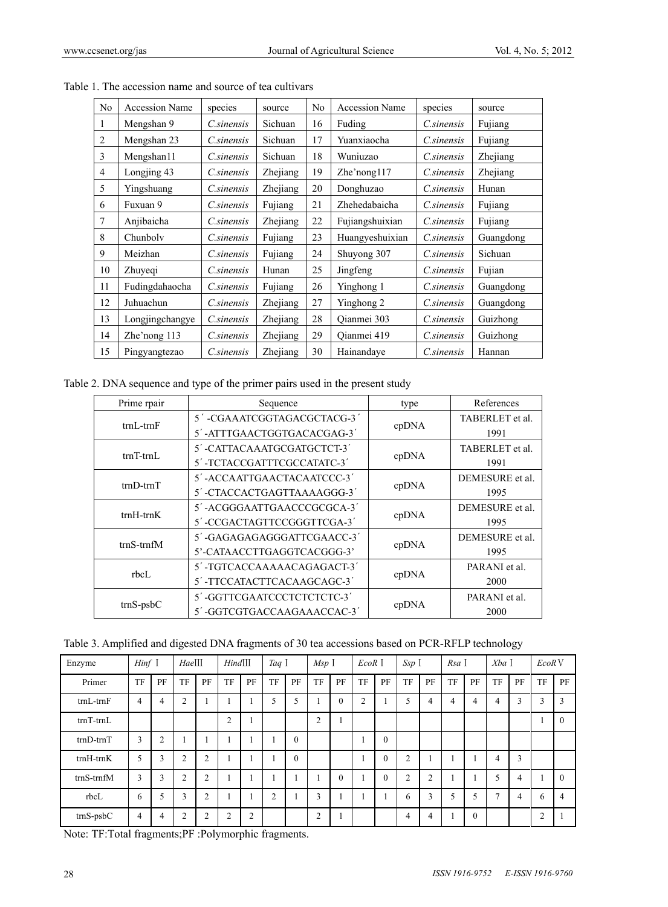Table 1. The accession name and source of tea cultivars

| No | Accession Name | species | source | No | Accession Name | species | source |
|---|---|---|---|---|---|---|---|
| 1 | Mengshan 9 | *C.sinensis* | Sichuan | 16 | Fuding | *C.sinensis* | Fujiang |
| 2 | Mengshan 23 | *C.sinensis* | Sichuan | 17 | Yuanxiaocha | *C.sinensis* | Fujiang |
| 3 | Mengshan11 | *C.sinensis* | Sichuan | 18 | Wuniuzao | *C.sinensis* | Zhejiang |
| 4 | Longjing 43 | *C.sinensis* | Zhejiang | 19 | Zhe'nong117 | *C.sinensis* | Zhejiang |
| 5 | Yingshuang | *C.sinensis* | Zhejiang | 20 | Donghuzao | *C.sinensis* | Hunan |
| 6 | Fuxuan 9 | *C.sinensis* | Fujiang | 21 | Zhehedabaicha | *C.sinensis* | Fujiang |
| 7 | Anjibaicha | *C.sinensis* | Zhejiang | 22 | Fujiangshuixian | *C.sinensis* | Fujiang |
| 8 | Chunbolv | *C.sinensis* | Fujiang | 23 | Huangyeshuixian | *C.sinensis* | Guangdong |
| 9 | Meizhan | *C.sinensis* | Fujiang | 24 | Shuyong 307 | *C.sinensis* | Sichuan |
| 10 | Zhuyeqi | *C.sinensis* | Hunan | 25 | Jingfeng | *C.sinensis* | Fujian |
| 11 | Fudingdahaocha | *C.sinensis* | Fujiang | 26 | Yinghong 1 | *C.sinensis* | Guangdong |
| 12 | Juhuachun | *C.sinensis* | Zhejiang | 27 | Yinghong 2 | *C.sinensis* | Guangdong |
| 13 | Longjingchangye | *C.sinensis* | Zhejiang | 28 | Qianmei 303 | *C.sinensis* | Guizhong |
| 14 | Zhe'nong 113 | *C.sinensis* | Zhejiang | 29 | Qianmei 419 | *C.sinensis* | Guizhong |
| 15 | Pingyangtezao | *C.sinensis* | Zhejiang | 30 | Hainandaye | *C.sinensis* | Hannan |

Table 2. DNA sequence and type of the primer pairs used in the present study

| Prime rpair | Sequence | type | References |
|---|---|---|---|
| trnL-trnF | 5´-CGAAATCGGTAGACGCTACG-3´<br>5´-ATTTGAACTGGTGACACGAG-3´ | cpDNA | TABERLET et al. 1991 |
| trnT-trnL | 5´-CATTACAAATGCGATGCTCT-3´<br>5´-TCTACCGATTTCGCCATATC-3´ | cpDNA | TABERLET et al. 1991 |
| trnD-trnT | 5´-ACCAATTGAACTACAATCCC-3´<br>5´-CTACCACTGAGTTAAAAGGG-3´ | cpDNA | DEMESURE et al. 1995 |
| trnH-trnK | 5´-ACGGGAATTGAACCCGCGCA-3´<br>5´-CCGACTAGTTCCGGGTTCGA-3´ | cpDNA | DEMESURE et al. 1995 |
| trnS-trnfM | 5´-GAGAGAGAGGGATTCGAACC-3´<br>5'-CATAACCTTGAGGTCACGGG-3' | cpDNA | DEMESURE et al. 1995 |
| rbcL | 5´-TGTCACCAAAAACAGAGACT-3´<br>5´-TTCCATACTTCACAAGCAGC-3´ | cpDNA | PARANI et al. 2000 |
| trnS-psbC | 5´-GGTTCGAATCCCTCTCTCTC-3´<br>5´-GGTCGTGACCAAGAAACCAC-3´ | cpDNA | PARANI et al. 2000 |

Table 3. Amplified and digested DNA fragments of 30 tea accessions based on PCR-RFLP technology

| Enzyme | *Hinf* I | | *Hae*III | | *Hind*III | | *Taq* I | | *Msp* I | | *EcoR* I | | *Ssp* I | | *Rsa* I | | *Xba* I | | *EcoR*V | |
|---|---|---|---|---|---|---|---|---|---|---|---|---|---|---|---|---|---|---|---|---|
| Primer | TF | PF | TF | PF | TF | PF | TF | PF | TF | PF | TF | PF | TF | PF | TF | PF | TF | PF | TF | PF |
| trnL-trnF | 4 | 4 | 2 | 1 | 1 | 1 | 5 | 5 | 1 | 0 | 2 | 1 | 5 | 4 | 4 | 4 | 4 | 3 | 3 | 3 |
| trnT-trnL | | | | | 2 | 1 | | | 2 | 1 | | | | | | | | | 1 | 0 |
| trnD-trnT | 3 | 2 | 1 | 1 | 1 | 1 | 1 | 0 | | | 1 | 0 | | | | | | | | |
| trnH-trnK | 5 | 3 | 2 | 2 | 1 | 1 | 1 | 0 | | | 1 | 0 | 2 | 1 | 1 | 1 | 4 | 3 | | |
| trnS-trnfM | 3 | 3 | 2 | 2 | 1 | 1 | 1 | 1 | 1 | 0 | 1 | 0 | 2 | 2 | 1 | 1 | 5 | 4 | 1 | 0 |
| rbcL | 6 | 5 | 3 | 2 | 1 | 1 | 2 | 1 | 3 | 1 | 1 | 1 | 6 | 3 | 5 | 5 | 7 | 4 | 6 | 4 |
| trnS-psbC | 4 | 4 | 2 | 2 | 2 | 2 | | | 2 | 1 | | | 4 | 4 | 1 | 0 | | | 2 | 1 |

Note: TF:Total fragments;PF :Polymorphic fragments.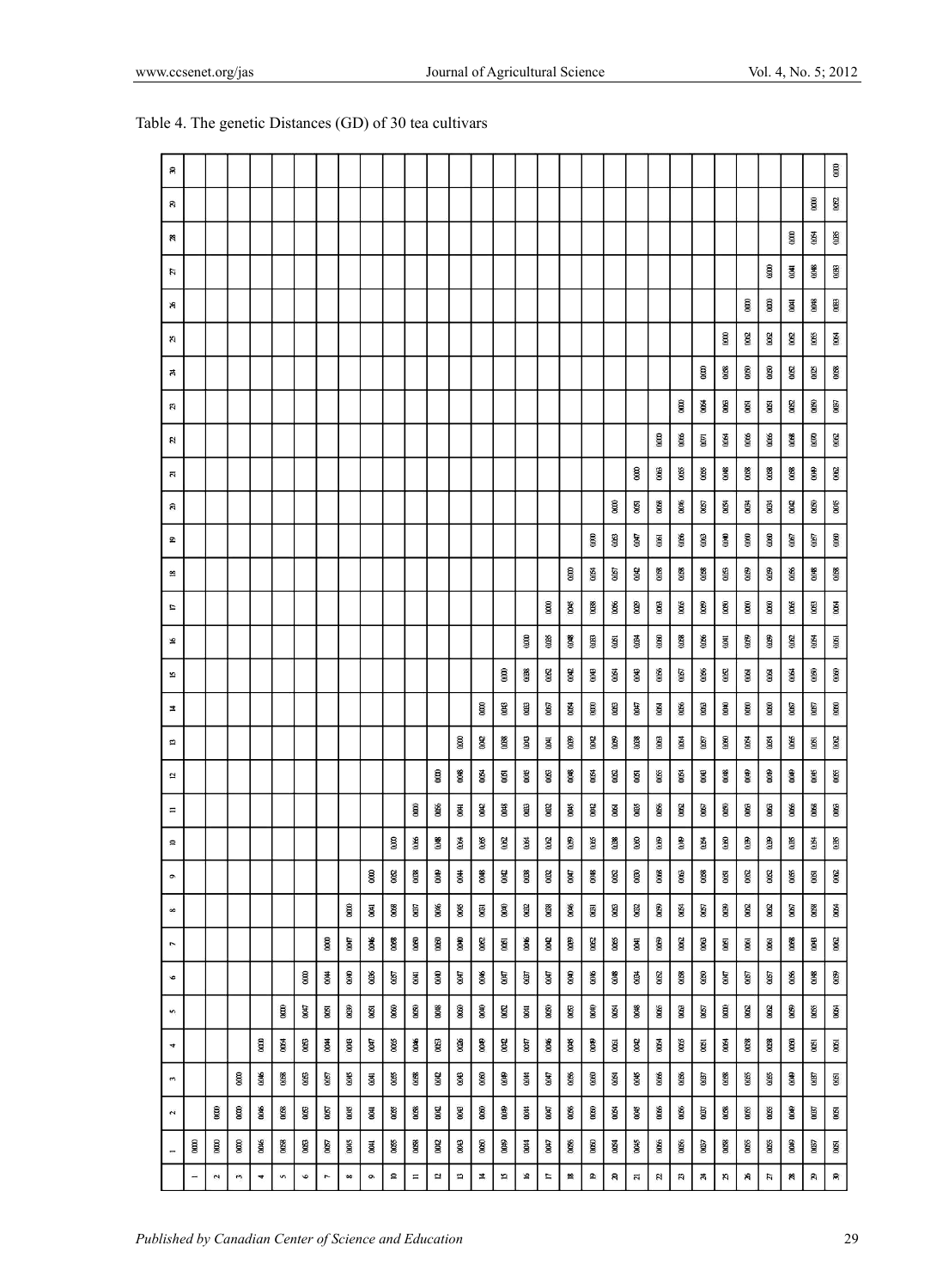Table 4. The genetic Distances (GD) of 30 tea cultivars

| | 1 | 2 | 3 | 4 | 5 | 6 | 7 | 8 | 9 | 10 | 11 | 12 | 13 | 14 | 15 | 16 | 17 | 18 | 19 | 20 | 21 | 22 | 23 | 24 | 25 | 26 | 27 | 28 | 29 | 30 |
|---|---|---|---|---|---|---|---|---|---|---|---|---|---|---|---|---|---|---|---|---|---|---|---|---|---|---|---|---|---|---|
| 1 | 0.000 | | | | | | | | | | | | | | | | | | | | | | | | | | | | | |
| 2 | 0.000 | 0.000 | | | | | | | | | | | | | | | | | | | | | | | | | | | | |
| 3 | 0.000 | 0.000 | 0.000 | | | | | | | | | | | | | | | | | | | | | | | | | | | |
| 4 | 0.046 | 0.046 | 0.046 | 0.000 | | | | | | | | | | | | | | | | | | | | | | | | | | |
| 5 | 0.058 | 0.058 | 0.058 | 0.054 | 0.000 | | | | | | | | | | | | | | | | | | | | | | | | | |
| 6 | 0.053 | 0.053 | 0.053 | 0.053 | 0.047 | 0.000 | | | | | | | | | | | | | | | | | | | | | | | | |
| 7 | 0.057 | 0.057 | 0.057 | 0.044 | 0.051 | 0.044 | 0.000 | | | | | | | | | | | | | | | | | | | | | | | |
| 8 | 0.045 | 0.045 | 0.045 | 0.043 | 0.039 | 0.040 | 0.047 | 0.000 | | | | | | | | | | | | | | | | | | | | | | |
| 9 | 0.041 | 0.041 | 0.041 | 0.047 | 0.051 | 0.036 | 0.046 | 0.041 | 0.000 | | | | | | | | | | | | | | | | | | | | | |
| 10 | 0.055 | 0.055 | 0.055 | 0.065 | 0.060 | 0.057 | 0.068 | 0.068 | 0.052 | 0.000 | | | | | | | | | | | | | | | | | | | | |
| 11 | 0.058 | 0.058 | 0.058 | 0.046 | 0.050 | 0.041 | 0.060 | 0.037 | 0.038 | 0.066 | 0.000 | | | | | | | | | | | | | | | | | | | |
| 12 | 0.042 | 0.042 | 0.042 | 0.053 | 0.058 | 0.040 | 0.050 | 0.036 | 0.049 | 0.048 | 0.056 | 0.000 | | | | | | | | | | | | | | | | | | |
| 13 | 0.043 | 0.043 | 0.043 | 0.026 | 0.060 | 0.047 | 0.040 | 0.045 | 0.044 | 0.064 | 0.041 | 0.036 | 0.000 | | | | | | | | | | | | | | | | | |
| 14 | 0.060 | 0.060 | 0.060 | 0.049 | 0.040 | 0.046 | 0.052 | 0.051 | 0.048 | 0.065 | 0.042 | 0.054 | 0.042 | 0.000 | | | | | | | | | | | | | | | | |
| 15 | 0.049 | 0.049 | 0.049 | 0.042 | 0.052 | 0.047 | 0.051 | 0.040 | 0.042 | 0.062 | 0.048 | 0.051 | 0.038 | 0.043 | 0.000 | | | | | | | | | | | | | | | |
| 16 | 0.044 | 0.044 | 0.044 | 0.037 | 0.041 | 0.037 | 0.046 | 0.032 | 0.038 | 0.064 | 0.033 | 0.045 | 0.043 | 0.033 | 0.038 | 0.000 | | | | | | | | | | | | | | |
| 17 | 0.047 | 0.047 | 0.047 | 0.046 | 0.050 | 0.047 | 0.042 | 0.038 | 0.032 | 0.062 | 0.032 | 0.053 | 0.041 | 0.057 | 0.052 | 0.035 | 0.000 | | | | | | | | | | | | | |
| 18 | 0.056 | 0.056 | 0.056 | 0.045 | 0.053 | 0.040 | 0.059 | 0.046 | 0.047 | 0.059 | 0.045 | 0.048 | 0.039 | 0.054 | 0.042 | 0.048 | 0.045 | 0.000 | | | | | | | | | | | | |
| 19 | 0.060 | 0.060 | 0.060 | 0.049 | 0.040 | 0.036 | 0.052 | 0.051 | 0.048 | 0.065 | 0.042 | 0.054 | 0.042 | 0.030 | 0.043 | 0.033 | 0.058 | 0.054 | 0.000 | | | | | | | | | | | |
| 20 | 0.054 | 0.054 | 0.054 | 0.061 | 0.054 | 0.048 | 0.065 | 0.033 | 0.052 | 0.038 | 0.064 | 0.052 | 0.059 | 0.053 | 0.054 | 0.051 | 0.056 | 0.057 | 0.063 | 0.000 | | | | | | | | | | |
| 21 | 0.045 | 0.045 | 0.045 | 0.042 | 0.048 | 0.034 | 0.041 | 0.032 | 0.030 | 0.060 | 0.035 | 0.051 | 0.038 | 0.047 | 0.043 | 0.034 | 0.029 | 0.042 | 0.047 | 0.051 | 0.000 | | | | | | | | | |
| 22 | 0.066 | 0.066 | 0.066 | 0.054 | 0.065 | 0.052 | 0.059 | 0.059 | 0.068 | 0.059 | 0.056 | 0.055 | 0.063 | 0.054 | 0.056 | 0.060 | 0.063 | 0.058 | 0.061 | 0.068 | 0.063 | 0.000 | | | | | | | | |
| 23 | 0.056 | 0.056 | 0.056 | 0.065 | 0.063 | 0.058 | 0.062 | 0.054 | 0.063 | 0.049 | 0.062 | 0.054 | 0.064 | 0.056 | 0.057 | 0.058 | 0.065 | 0.058 | 0.056 | 0.056 | 0.055 | 0.056 | 0.000 | | | | | | | |
| 24 | 0.037 | 0.037 | 0.037 | 0.051 | 0.057 | 0.050 | 0.063 | 0.057 | 0.058 | 0.054 | 0.067 | 0.043 | 0.057 | 0.063 | 0.056 | 0.056 | 0.059 | 0.058 | 0.063 | 0.057 | 0.055 | 0.071 | 0.064 | 0.000 | | | | | | |
| 25 | 0.058 | 0.058 | 0.058 | 0.054 | 0.050 | 0.047 | 0.051 | 0.039 | 0.051 | 0.060 | 0.050 | 0.048 | 0.060 | 0.040 | 0.052 | 0.041 | 0.050 | 0.053 | 0.040 | 0.054 | 0.048 | 0.064 | 0.063 | 0.068 | 0.000 | | | | | |
| 26 | 0.055 | 0.055 | 0.055 | 0.038 | 0.062 | 0.057 | 0.061 | 0.062 | 0.052 | 0.039 | 0.063 | 0.049 | 0.054 | 0.060 | 0.061 | 0.059 | 0.060 | 0.059 | 0.060 | 0.034 | 0.038 | 0.066 | 0.061 | 0.060 | 0.062 | 0.000 | | | | |
| 27 | 0.055 | 0.055 | 0.055 | 0.038 | 0.062 | 0.057 | 0.061 | 0.062 | 0.052 | 0.039 | 0.063 | 0.049 | 0.054 | 0.060 | 0.061 | 0.059 | 0.060 | 0.059 | 0.060 | 0.034 | 0.038 | 0.066 | 0.061 | 0.060 | 0.062 | 0.000 | 0.000 | | | |
| 28 | 0.049 | 0.049 | 0.049 | 0.050 | 0.059 | 0.056 | 0.058 | 0.057 | 0.055 | 0.035 | 0.066 | 0.045 | 0.065 | 0.067 | 0.064 | 0.062 | 0.065 | 0.056 | 0.067 | 0.042 | 0.038 | 0.068 | 0.062 | 0.062 | 0.062 | 0.041 | 0.041 | 0.000 | | |
| 29 | 0.037 | 0.037 | 0.037 | 0.051 | 0.055 | 0.048 | 0.043 | 0.058 | 0.051 | 0.054 | 0.068 | 0.055 | 0.051 | 0.057 | 0.050 | 0.054 | 0.053 | 0.048 | 0.057 | 0.050 | 0.049 | 0.070 | 0.050 | 0.075 | 0.065 | 0.048 | 0.048 | 0.054 | 0.000 | |
| 30 | 0.051 | 0.051 | 0.051 | 0.051 | 0.064 | 0.059 | 0.062 | 0.054 | 0.062 | 0.035 | 0.063 | 0.055 | 0.062 | 0.060 | 0.060 | 0.061 | 0.054 | 0.058 | 0.060 | 0.045 | 0.062 | 0.062 | 0.087 | 0.088 | 0.064 | 0.083 | 0.083 | 0.085 | 0.062 | 0.000 |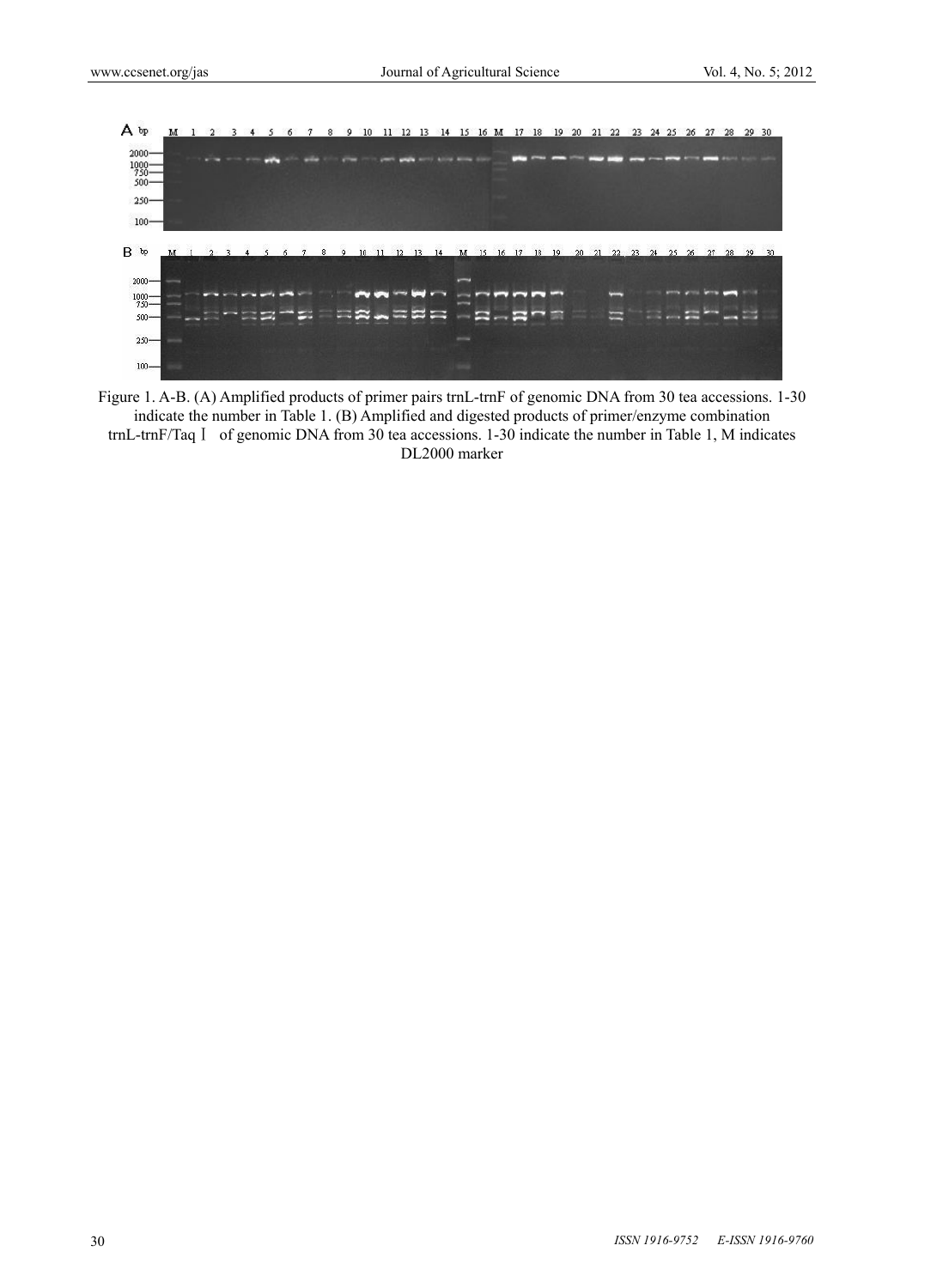A bp M 1 2 3 4 5 6 7 8 9 10 11 12 13 14 15 16 M 17 18 19 20 21 22 23 24 25 26 27 28 29 30

2000
1000
750
500
250
100

B bp M 1 2 3 4 5 6 7 8 9 10 11 12 13 14 M 15 16 17 18 19 20 21 22 23 24 25 26 27 28 29 30

2000
1000
750
500
250
100

Figure 1. A-B. (A) Amplified products of primer pairs trnL-trnF of genomic DNA from 30 tea accessions. 1-30 indicate the number in Table 1. (B) Amplified and digested products of primer/enzyme combination trnL-trnF/TaqⅠ of genomic DNA from 30 tea accessions. 1-30 indicate the number in Table 1, M indicates DL2000 marker